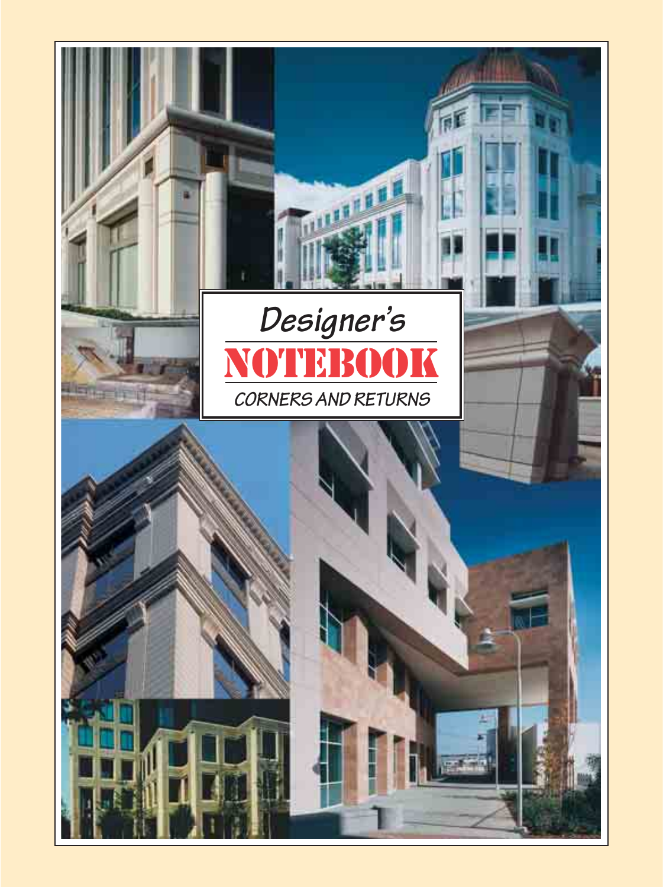# Designer's NOTEBOOK

## CORNERS AND RETURNS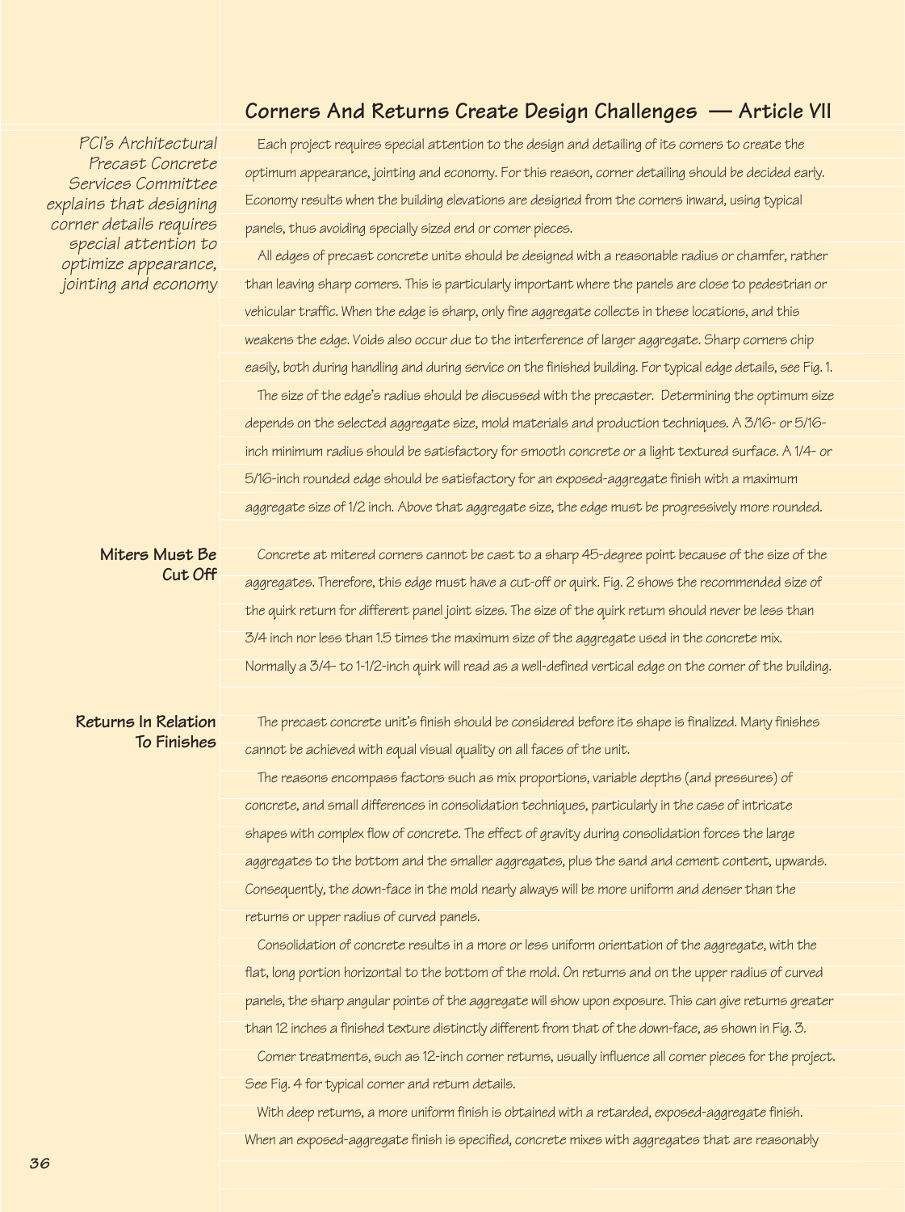## Corners And Returns Create Design Challenges — Article VII

*PCI's Architectural Precast Concrete Services Committee explains that designing corner details requires special attention to optimize appearance, jointing and economy*

Each project requires special attention to the design and detailing of its corners to create the optimum appearance, jointing and economy. For this reason, corner detailing should be decided early. Economy results when the building elevations are designed from the corners inward, using typical panels, thus avoiding specially sized end or corner pieces.

All edges of precast concrete units should be designed with a reasonable radius or chamfer, rather than leaving sharp corners. This is particularly important where the panels are close to pedestrian or vehicular traffic. When the edge is sharp, only fine aggregate collects in these locations, and this weakens the edge. Voids also occur due to the interference of larger aggregate. Sharp corners chip easily, both during handling and during service on the finished building. For typical edge details, see Fig. 1.

The size of the edge's radius should be discussed with the precaster. Determining the optimum size depends on the selected aggregate size, mold materials and production techniques. A 3/16- or 5/16-inch minimum radius should be satisfactory for smooth concrete or a light textured surface. A 1/4- or 5/16-inch rounded edge should be satisfactory for an exposed-aggregate finish with a maximum aggregate size of 1/2 inch. Above that aggregate size, the edge must be progressively more rounded.

### Miters Must Be Cut Off

Concrete at mitered corners cannot be cast to a sharp 45-degree point because of the size of the aggregates. Therefore, this edge must have a cut-off or quirk. Fig. 2 shows the recommended size of the quirk return for different panel joint sizes. The size of the quirk return should never be less than 3/4 inch nor less than 1.5 times the maximum size of the aggregate used in the concrete mix. Normally a 3/4- to 1-1/2-inch quirk will read as a well-defined vertical edge on the corner of the building.

### Returns In Relation To Finishes

The precast concrete unit's finish should be considered before its shape is finalized. Many finishes cannot be achieved with equal visual quality on all faces of the unit.

The reasons encompass factors such as mix proportions, variable depths (and pressures) of concrete, and small differences in consolidation techniques, particularly in the case of intricate shapes with complex flow of concrete. The effect of gravity during consolidation forces the large aggregates to the bottom and the smaller aggregates, plus the sand and cement content, upwards. Consequently, the down-face in the mold nearly always will be more uniform and denser than the returns or upper radius of curved panels.

Consolidation of concrete results in a more or less uniform orientation of the aggregate, with the flat, long portion horizontal to the bottom of the mold. On returns and on the upper radius of curved panels, the sharp angular points of the aggregate will show upon exposure. This can give returns greater than 12 inches a finished texture distinctly different from that of the down-face, as shown in Fig. 3.

Corner treatments, such as 12-inch corner returns, usually influence all corner pieces for the project. See Fig. 4 for typical corner and return details.

With deep returns, a more uniform finish is obtained with a retarded, exposed-aggregate finish. When an exposed-aggregate finish is specified, concrete mixes with aggregates that are reasonably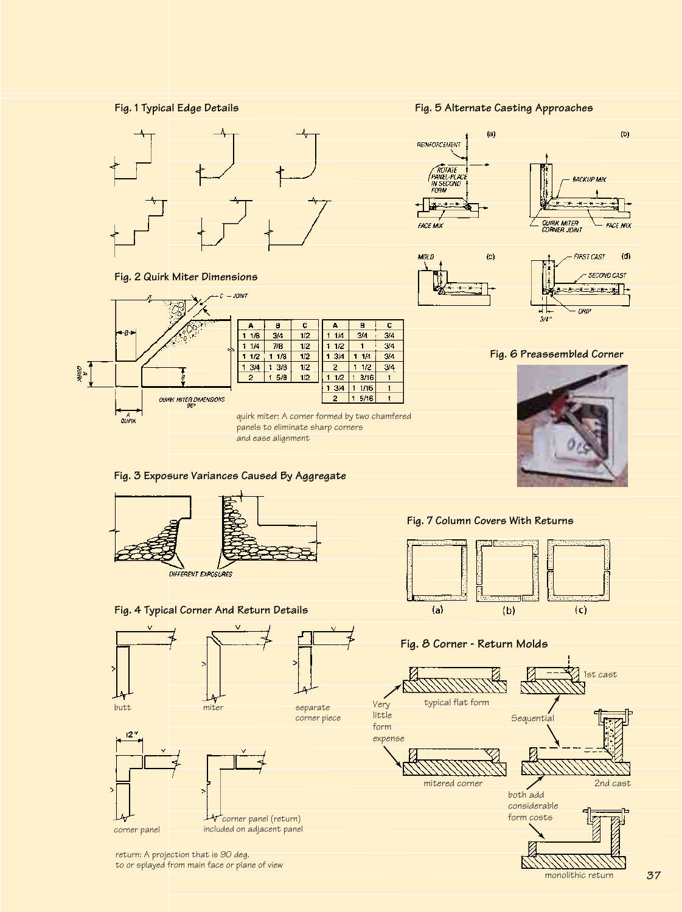### Fig. 1 Typical Edge Details

### Fig. 2 Quirk Miter Dimensions

| A | B | C |
|---|---|---|
| 1 1/8 | 3/4 | 1/2 |
| 1 1/4 | 7/8 | 1/2 |
| 1 1/2 | 1 1/8 | 1/2 |
| 1 3/4 | 1 3/8 | 1/2 |
| 2 | 1 5/8 | 1/2 |

| A | B | C |
|---|---|---|
| 1 1/4 | 3/4 | 3/4 |
| 1 1/2 | 1 | 3/4 |
| 1 3/4 | 1 1/4 | 3/4 |
| 2 | 1 1/2 | 3/4 |
| 1 1/2 | 1 3/16 | 1 |
| 1 3/4 | 1 1/16 | 1 |
| 2 | 1 5/16 | 1 |

quirk miter: A corner formed by two chamfered panels to eliminate sharp corners and ease alignment

### Fig. 3 Exposure Variances Caused By Aggregate

### Fig. 4 Typical Corner And Return Details

return: A projection that is 90 deg. to or splayed from main face or plane of view

### Fig. 5 Alternate Casting Approaches

### Fig. 6 Preassembled Corner

### Fig. 7 Column Covers With Returns

### Fig. 8 Corner - Return Molds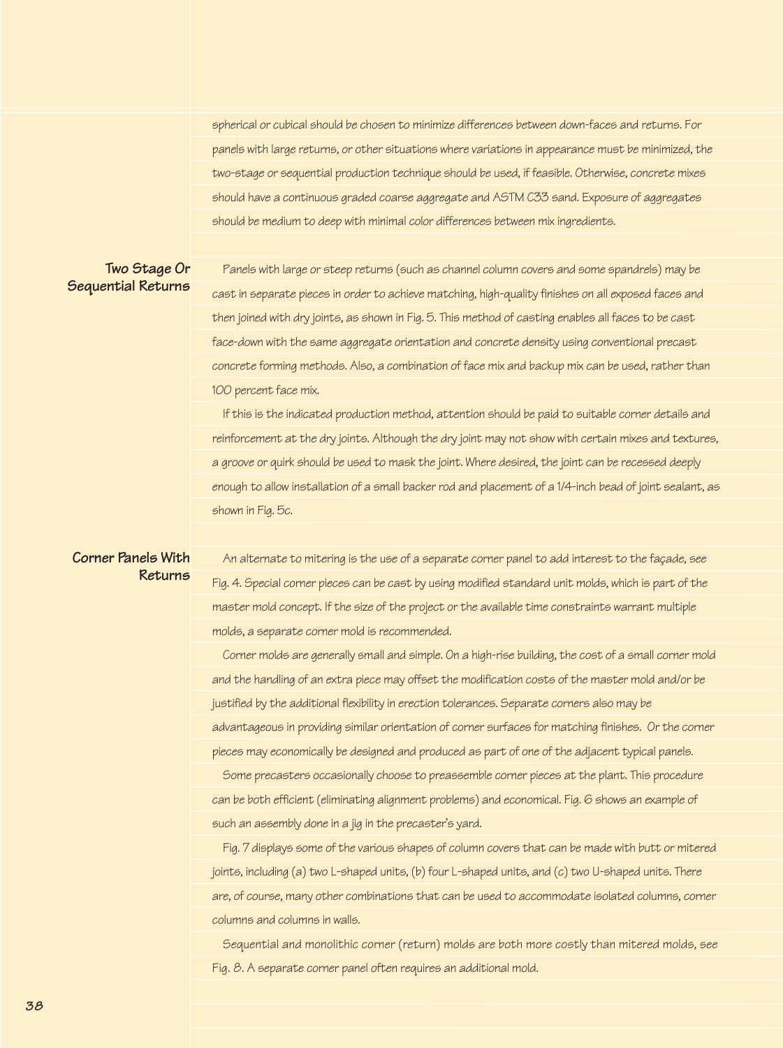spherical or cubical should be chosen to minimize differences between down-faces and returns. For panels with large returns, or other situations where variations in appearance must be minimized, the two-stage or sequential production technique should be used, if feasible. Otherwise, concrete mixes should have a continuous graded coarse aggregate and ASTM C33 sand. Exposure of aggregates should be medium to deep with minimal color differences between mix ingredients.

## Two Stage Or Sequential Returns

Panels with large or steep returns (such as channel column covers and some spandrels) may be cast in separate pieces in order to achieve matching, high-quality finishes on all exposed faces and then joined with dry joints, as shown in Fig. 5. This method of casting enables all faces to be cast face-down with the same aggregate orientation and concrete density using conventional precast concrete forming methods. Also, a combination of face mix and backup mix can be used, rather than 100 percent face mix.

If this is the indicated production method, attention should be paid to suitable corner details and reinforcement at the dry joints. Although the dry joint may not show with certain mixes and textures, a groove or quirk should be used to mask the joint. Where desired, the joint can be recessed deeply enough to allow installation of a small backer rod and placement of a 1/4-inch bead of joint sealant, as shown in Fig. 5c.

## Corner Panels With Returns

An alternate to mitering is the use of a separate corner panel to add interest to the façade, see Fig. 4. Special corner pieces can be cast by using modified standard unit molds, which is part of the master mold concept. If the size of the project or the available time constraints warrant multiple molds, a separate corner mold is recommended.

Corner molds are generally small and simple. On a high-rise building, the cost of a small corner mold and the handling of an extra piece may offset the modification costs of the master mold and/or be justified by the additional flexibility in erection tolerances. Separate corners also may be advantageous in providing similar orientation of corner surfaces for matching finishes. Or the corner pieces may economically be designed and produced as part of one of the adjacent typical panels.

Some precasters occasionally choose to preassemble corner pieces at the plant. This procedure can be both efficient (eliminating alignment problems) and economical. Fig. 6 shows an example of such an assembly done in a jig in the precaster's yard.

Fig. 7 displays some of the various shapes of column covers that can be made with butt or mitered joints, including (a) two L-shaped units, (b) four L-shaped units, and (c) two U-shaped units. There are, of course, many other combinations that can be used to accommodate isolated columns, corner columns and columns in walls.

Sequential and monolithic corner (return) molds are both more costly than mitered molds, see Fig. 8. A separate corner panel often requires an additional mold.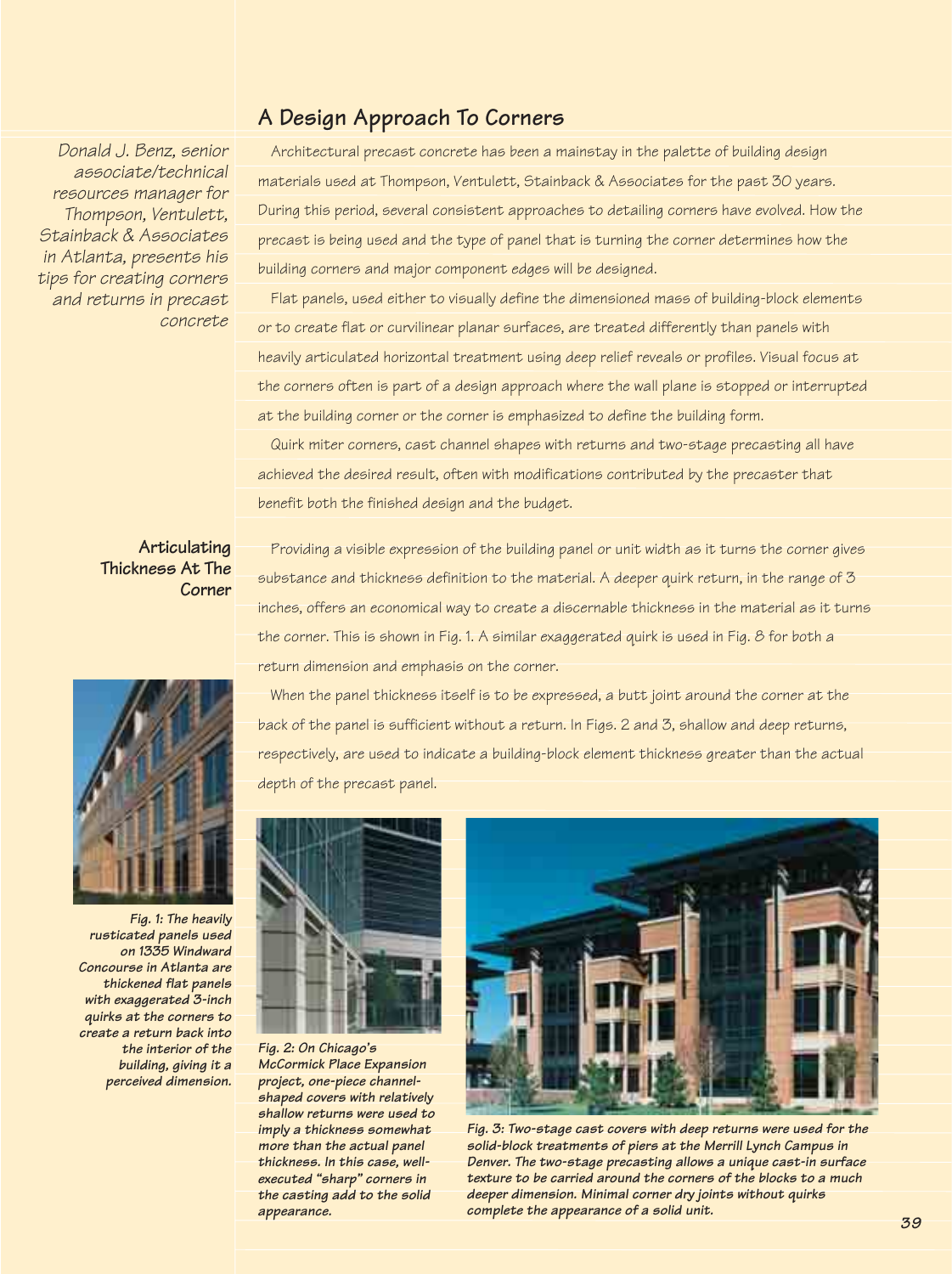## A Design Approach To Corners

*Donald J. Benz, senior associate/technical resources manager for Thompson, Ventulett, Stainback & Associates in Atlanta, presents his tips for creating corners and returns in precast concrete*

Architectural precast concrete has been a mainstay in the palette of building design materials used at Thompson, Ventulett, Stainback & Associates for the past 30 years. During this period, several consistent approaches to detailing corners have evolved. How the precast is being used and the type of panel that is turning the corner determines how the building corners and major component edges will be designed.

Flat panels, used either to visually define the dimensioned mass of building-block elements or to create flat or curvilinear planar surfaces, are treated differently than panels with heavily articulated horizontal treatment using deep relief reveals or profiles. Visual focus at the corners often is part of a design approach where the wall plane is stopped or interrupted at the building corner or the corner is emphasized to define the building form.

Quirk miter corners, cast channel shapes with returns and two-stage precasting all have achieved the desired result, often with modifications contributed by the precaster that benefit both the finished design and the budget.

### Articulating Thickness At The Corner

Providing a visible expression of the building panel or unit width as it turns the corner gives substance and thickness definition to the material. A deeper quirk return, in the range of 3 inches, offers an economical way to create a discernable thickness in the material as it turns the corner. This is shown in Fig. 1. A similar exaggerated quirk is used in Fig. 8 for both a return dimension and emphasis on the corner.

When the panel thickness itself is to be expressed, a butt joint around the corner at the back of the panel is sufficient without a return. In Figs. 2 and 3, shallow and deep returns, respectively, are used to indicate a building-block element thickness greater than the actual depth of the precast panel.

**Fig. 1: The heavily rusticated panels used on 1335 Windward Concourse in Atlanta are thickened flat panels with exaggerated 3-inch quirks at the corners to create a return back into the interior of the building, giving it a perceived dimension.**

**Fig. 2: On Chicago's McCormick Place Expansion project, one-piece channel-shaped covers with relatively shallow returns were used to imply a thickness somewhat more than the actual panel thickness. In this case, well-executed "sharp" corners in the casting add to the solid appearance.**

**Fig. 3: Two-stage cast covers with deep returns were used for the solid-block treatments of piers at the Merrill Lynch Campus in Denver. The two-stage precasting allows a unique cast-in surface texture to be carried around the corners of the blocks to a much deeper dimension. Minimal corner dry joints without quirks complete the appearance of a solid unit.**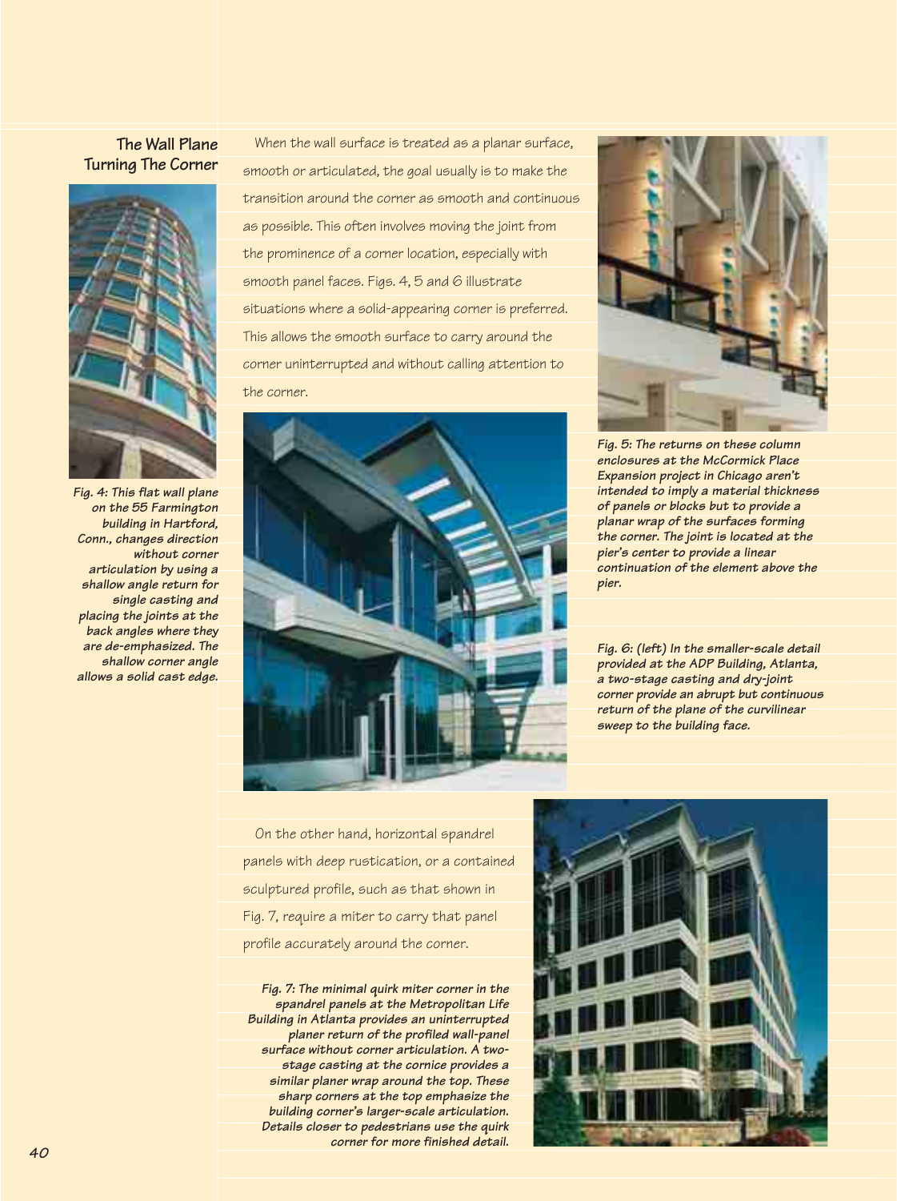## The Wall Plane Turning The Corner

When the wall surface is treated as a planar surface, smooth or articulated, the goal usually is to make the transition around the corner as smooth and continuous as possible. This often involves moving the joint from the prominence of a corner location, especially with smooth panel faces. Figs. 4, 5 and 6 illustrate situations where a solid-appearing corner is preferred. This allows the smooth surface to carry around the corner uninterrupted and without calling attention to the corner.

***Fig. 4: This flat wall plane on the 55 Farmington building in Hartford, Conn., changes direction without corner articulation by using a shallow angle return for single casting and placing the joints at the back angles where they are de-emphasized. The shallow corner angle allows a solid cast edge.***

***Fig. 5: The returns on these column enclosures at the McCormick Place Expansion project in Chicago aren't intended to imply a material thickness of panels or blocks but to provide a planar wrap of the surfaces forming the corner. The joint is located at the pier's center to provide a linear continuation of the element above the pier.***

***Fig. 6: (left) In the smaller-scale detail provided at the ADP Building, Atlanta, a two-stage casting and dry-joint corner provide an abrupt but continuous return of the plane of the curvilinear sweep to the building face.***

On the other hand, horizontal spandrel panels with deep rustication, or a contained sculptured profile, such as that shown in Fig. 7, require a miter to carry that panel profile accurately around the corner.

***Fig. 7: The minimal quirk miter corner in the spandrel panels at the Metropolitan Life Building in Atlanta provides an uninterrupted planer return of the profiled wall-panel surface without corner articulation. A two-stage casting at the cornice provides a similar planer wrap around the top. These sharp corners at the top emphasize the building corner's larger-scale articulation. Details closer to pedestrians use the quirk corner for more finished detail.***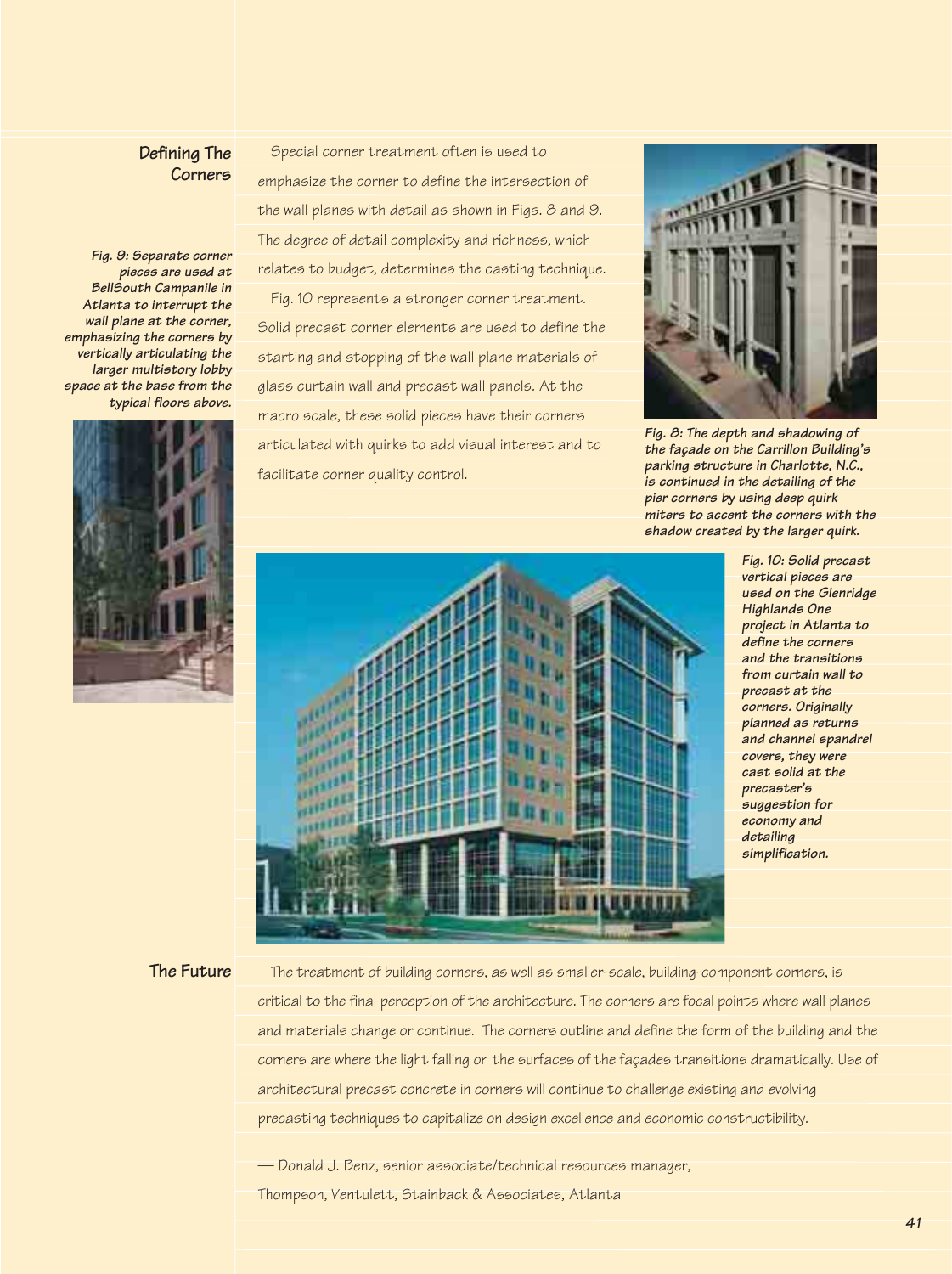## Defining The Corners

Special corner treatment often is used to emphasize the corner to define the intersection of the wall planes with detail as shown in Figs. 8 and 9. The degree of detail complexity and richness, which relates to budget, determines the casting technique.

Fig. 10 represents a stronger corner treatment. Solid precast corner elements are used to define the starting and stopping of the wall plane materials of glass curtain wall and precast wall panels. At the macro scale, these solid pieces have their corners articulated with quirks to add visual interest and to facilitate corner quality control.

***Fig. 9:** Separate corner pieces are used at BellSouth Campanile in Atlanta to interrupt the wall plane at the corner, emphasizing the corners by vertically articulating the larger multistory lobby space at the base from the typical floors above.*

***Fig. 8:** The depth and shadowing of the façade on the Carrillon Building's parking structure in Charlotte, N.C., is continued in the detailing of the pier corners by using deep quirk miters to accent the corners with the shadow created by the larger quirk.*

***Fig. 10:** Solid precast vertical pieces are used on the Glenridge Highlands One project in Atlanta to define the corners and the transitions from curtain wall to precast at the corners. Originally planned as returns and channel spandrel covers, they were cast solid at the precaster's suggestion for economy and detailing simplification.*

## The Future

The treatment of building corners, as well as smaller-scale, building-component corners, is critical to the final perception of the architecture. The corners are focal points where wall planes and materials change or continue. The corners outline and define the form of the building and the corners are where the light falling on the surfaces of the façades transitions dramatically. Use of architectural precast concrete in corners will continue to challenge existing and evolving precasting techniques to capitalize on design excellence and economic constructibility.

— Donald J. Benz, senior associate/technical resources manager, Thompson, Ventulett, Stainback & Associates, Atlanta